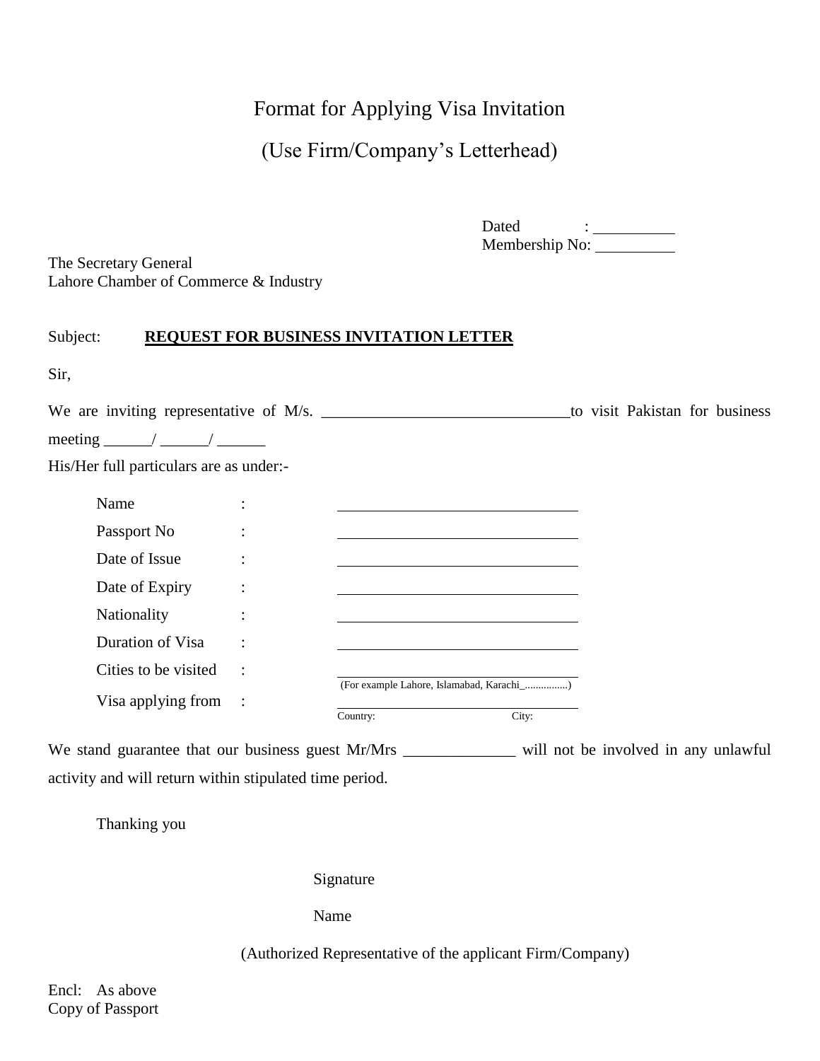# Format for Applying Visa Invitation

## (Use Firm/Company's Letterhead)

Dated : __________
Membership No: __________

The Secretary General
Lahore Chamber of Commerce & Industry

Subject: **REQUEST FOR BUSINESS INVITATION LETTER**

Sir,

We are inviting representative of M/s. _______________________________to visit Pakistan for business meeting ______/ ______/ ______

His/Her full particulars are as under:-

| | | |
|---|---|---|
| Name | : | ______________________________ |
| Passport No | : | ______________________________ |
| Date of Issue | : | ______________________________ |
| Date of Expiry | : | ______________________________ |
| Nationality | : | ______________________________ |
| Duration of Visa | : | ______________________________ |
| Cities to be visited | : | ______________________________ (For example Lahore, Islamabad, Karachi_................) |
| Visa applying from | : | ______________________________ Country: City: |

We stand guarantee that our business guest Mr/Mrs ______________ will not be involved in any unlawful activity and will return within stipulated time period.

Thanking you

Signature

Name

(Authorized Representative of the applicant Firm/Company)

Encl: As above
Copy of Passport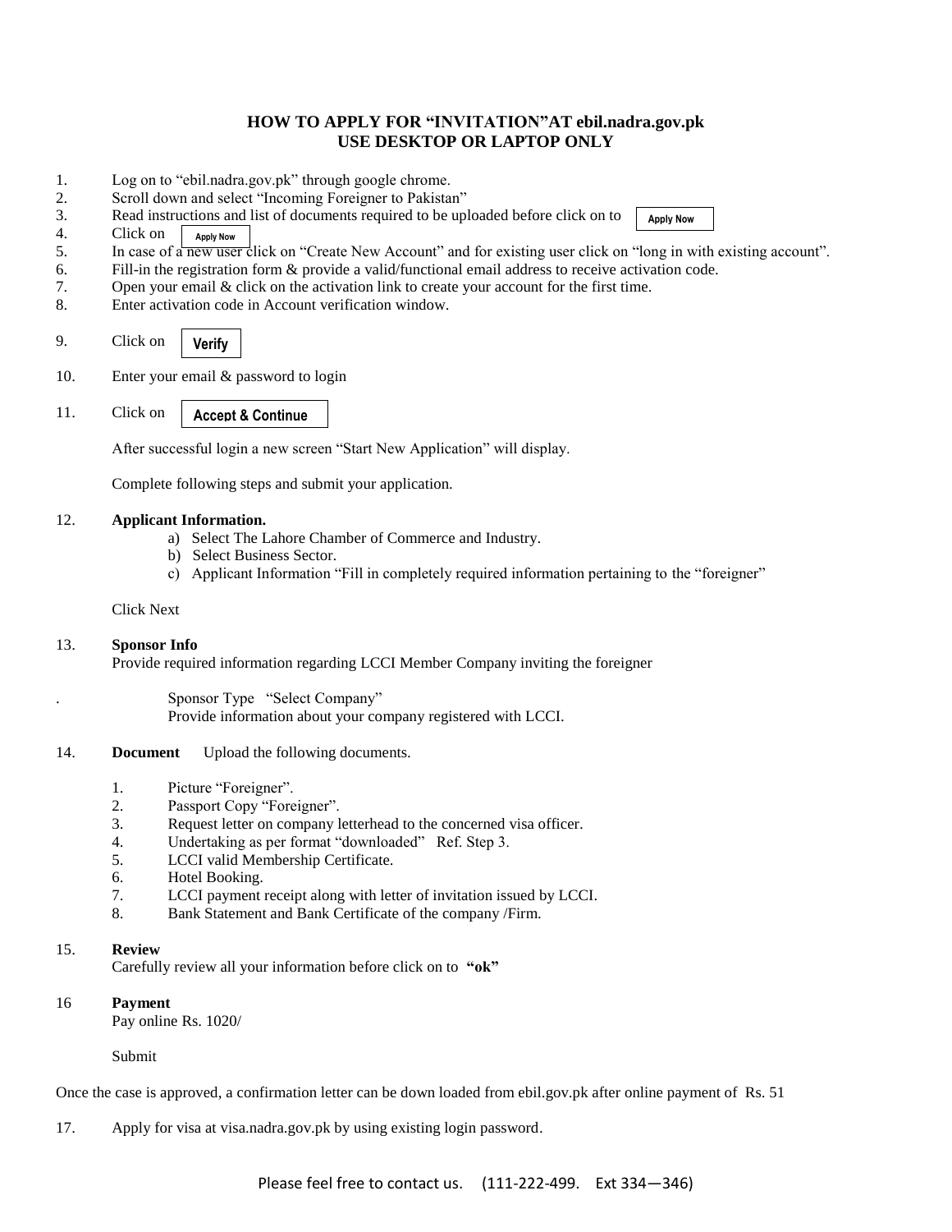# HOW TO APPLY FOR "INVITATION"AT ebil.nadra.gov.pk
# USE DESKTOP OR LAPTOP ONLY

1. Log on to "ebil.nadra.gov.pk" through google chrome.
2. Scroll down and select "Incoming Foreigner to Pakistan"
3. Read instructions and list of documents required to be uploaded before click on to **Apply Now**
4. Click on **Apply Now**
5. In case of a new user click on "Create New Account" and for existing user click on "long in with existing account".
6. Fill-in the registration form & provide a valid/functional email address to receive activation code.
7. Open your email & click on the activation link to create your account for the first time.
8. Enter activation code in Account verification window.
9. Click on **Verify**
10. Enter your email & password to login
11. Click on **Accept & Continue**

    After successful login a new screen "Start New Application" will display.

    Complete following steps and submit your application.

12. **Applicant Information.**
    a) Select The Lahore Chamber of Commerce and Industry.
    b) Select Business Sector.
    c) Applicant Information "Fill in completely required information pertaining to the "foreigner"

    Click Next

13. **Sponsor Info**
    Provide required information regarding LCCI Member Company inviting the foreigner

    . Sponsor Type "Select Company"
    Provide information about your company registered with LCCI.

14. **Document** Upload the following documents.

    1. Picture "Foreigner".
    2. Passport Copy "Foreigner".
    3. Request letter on company letterhead to the concerned visa officer.
    4. Undertaking as per format "downloaded" Ref. Step 3.
    5. LCCI valid Membership Certificate.
    6. Hotel Booking.
    7. LCCI payment receipt along with letter of invitation issued by LCCI.
    8. Bank Statement and Bank Certificate of the company /Firm.

15. **Review**
    Carefully review all your information before click on to **"ok"**

16 **Payment**
    Pay online Rs. 1020/

    Submit

Once the case is approved, a confirmation letter can be down loaded from ebil.gov.pk after online payment of Rs. 51

17. Apply for visa at visa.nadra.gov.pk by using existing login password.

Please feel free to contact us. (111-222-499. Ext 334—346)